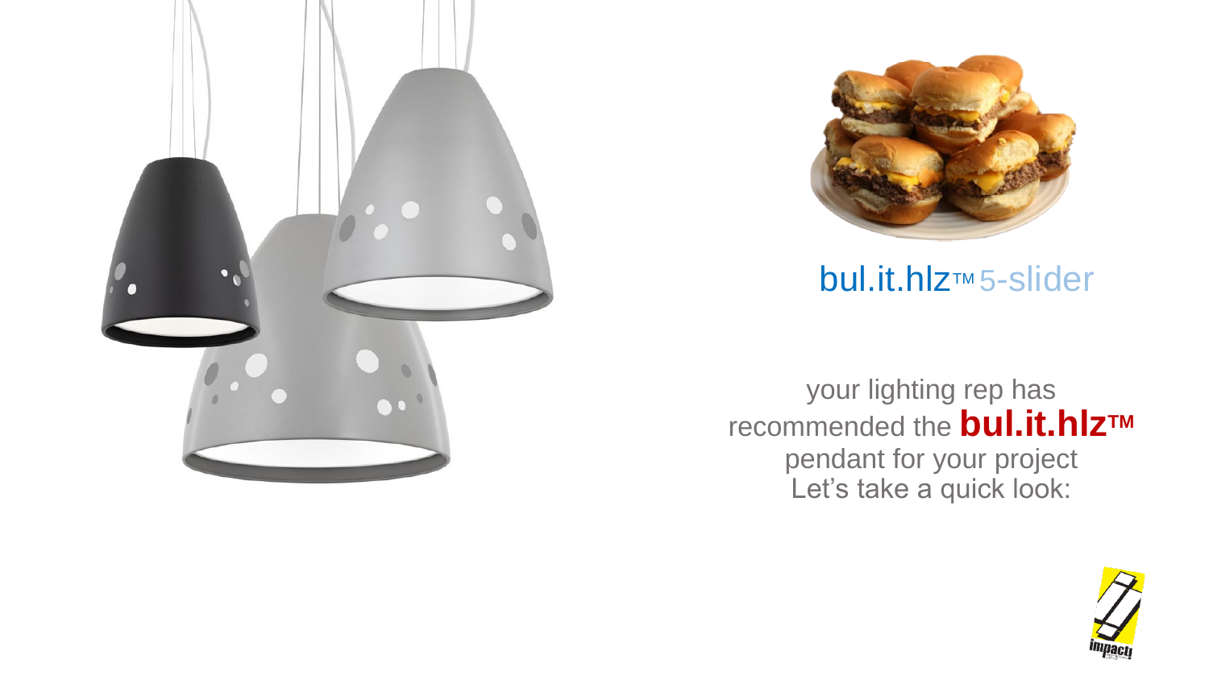bul.it.hlz™ 5-slider

your lighting rep has
recommended the **bul.it.hlz™**
pendant for your project
Let's take a quick look: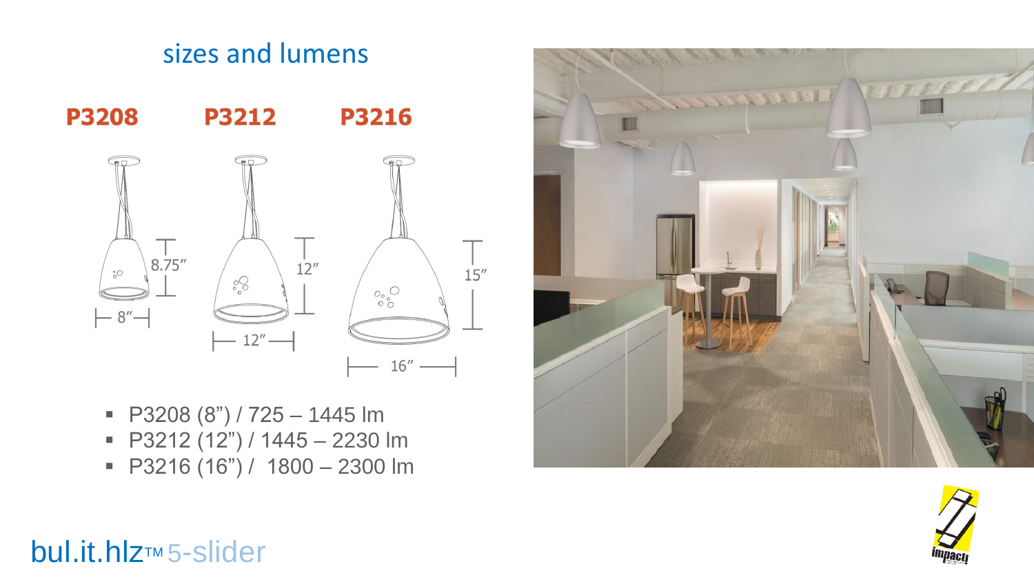## sizes and lumens

**P3208** **P3212** **P3216**

- P3208 (8”) / 725 – 1445 lm
- P3212 (12”) / 1445 – 2230 lm
- P3216 (16”) / 1800 – 2300 lm

bul.it.hlz™ 5-slider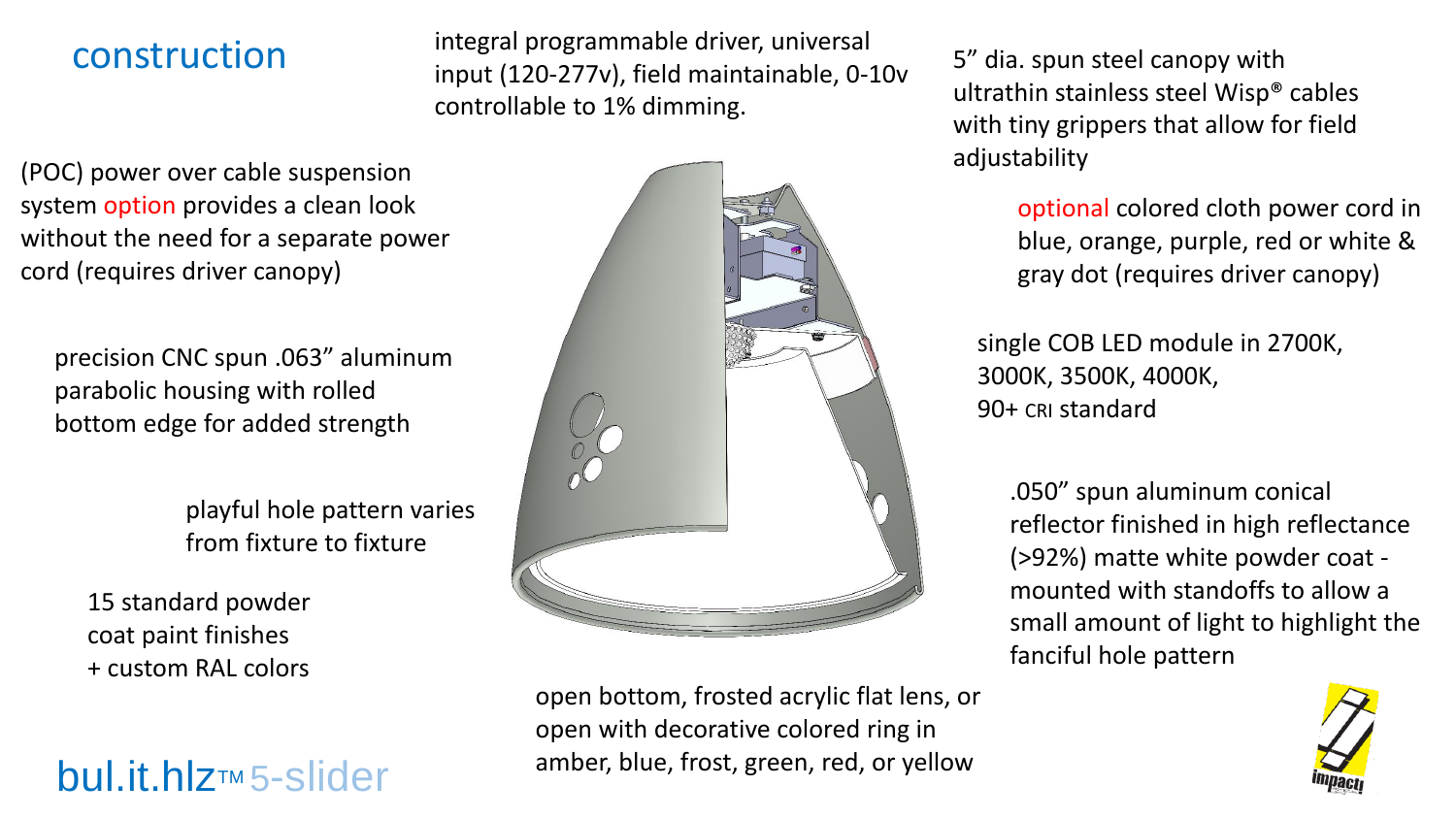## construction

integral programmable driver, universal input (120-277v), field maintainable, 0-10v controllable to 1% dimming.

(POC) power over cable suspension system option provides a clean look without the need for a separate power cord (requires driver canopy)

precision CNC spun .063” aluminum parabolic housing with rolled bottom edge for added strength

playful hole pattern varies from fixture to fixture

15 standard powder coat paint finishes + custom RAL colors

5” dia. spun steel canopy with ultrathin stainless steel Wisp® cables with tiny grippers that allow for field adjustability

optional colored cloth power cord in blue, orange, purple, red or white & gray dot (requires driver canopy)

single COB LED module in 2700K, 3000K, 3500K, 4000K, 90+ CRI standard

.050” spun aluminum conical reflector finished in high reflectance (>92%) matte white powder coat - mounted with standoffs to allow a small amount of light to highlight the fanciful hole pattern

open bottom, frosted acrylic flat lens, or open with decorative colored ring in amber, blue, frost, green, red, or yellow

bul.it.hlz™ 5-slider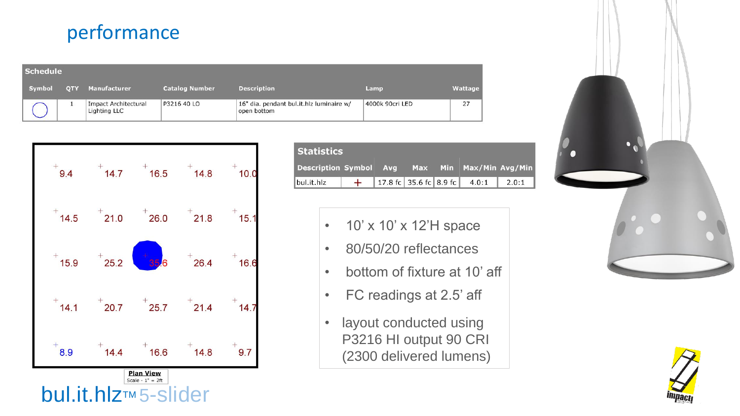# performance

| Schedule | | | | | | |
|---|---|---|---|---|---|---|
| Symbol | QTY | Manufacturer | Catalog Number | Description | Lamp | Wattage |
| ◯ | 1 | Impact Architectural Lighting LLC | P3216 40 LO | 16" dia. pendant bul.it.hlz luminaire w/ open bottom | 4000k 90cri LED | 27 |

| 9.4 | 14.7 | 16.5 | 14.8 | 10.0 |
|---|---|---|---|---|
| 14.5 | 21.0 | 26.0 | 21.8 | 15.1 |
| 15.9 | 25.2 | 35.6 | 26.4 | 16.6 |
| 14.1 | 20.7 | 25.7 | 21.4 | 14.7 |
| 8.9 | 14.4 | 16.6 | 14.8 | 9.7 |

**Plan View**
Scale - 1" = 2ft

| Statistics | | | | | | |
|---|---|---|---|---|---|---|
| Description | Symbol | Avg | Max | Min | Max/Min | Avg/Min |
| bul.it.hlz | + | 17.8 fc | 35.6 fc | 8.9 fc | 4.0:1 | 2.0:1 |

- 10' x 10' x 12'H space
- 80/50/20 reflectances
- bottom of fixture at 10' aff
- FC readings at 2.5' aff
- layout conducted using P3216 HI output 90 CRI (2300 delivered lumens)

bul.it.hlz™ 5-slider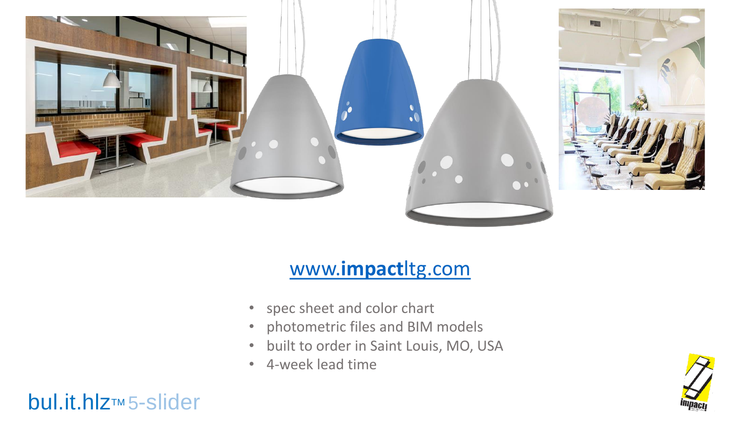www.**impact**ltg.com

- spec sheet and color chart
- photometric files and BIM models
- built to order in Saint Louis, MO, USA
- 4-week lead time

bul.it.hlz™ 5-slider